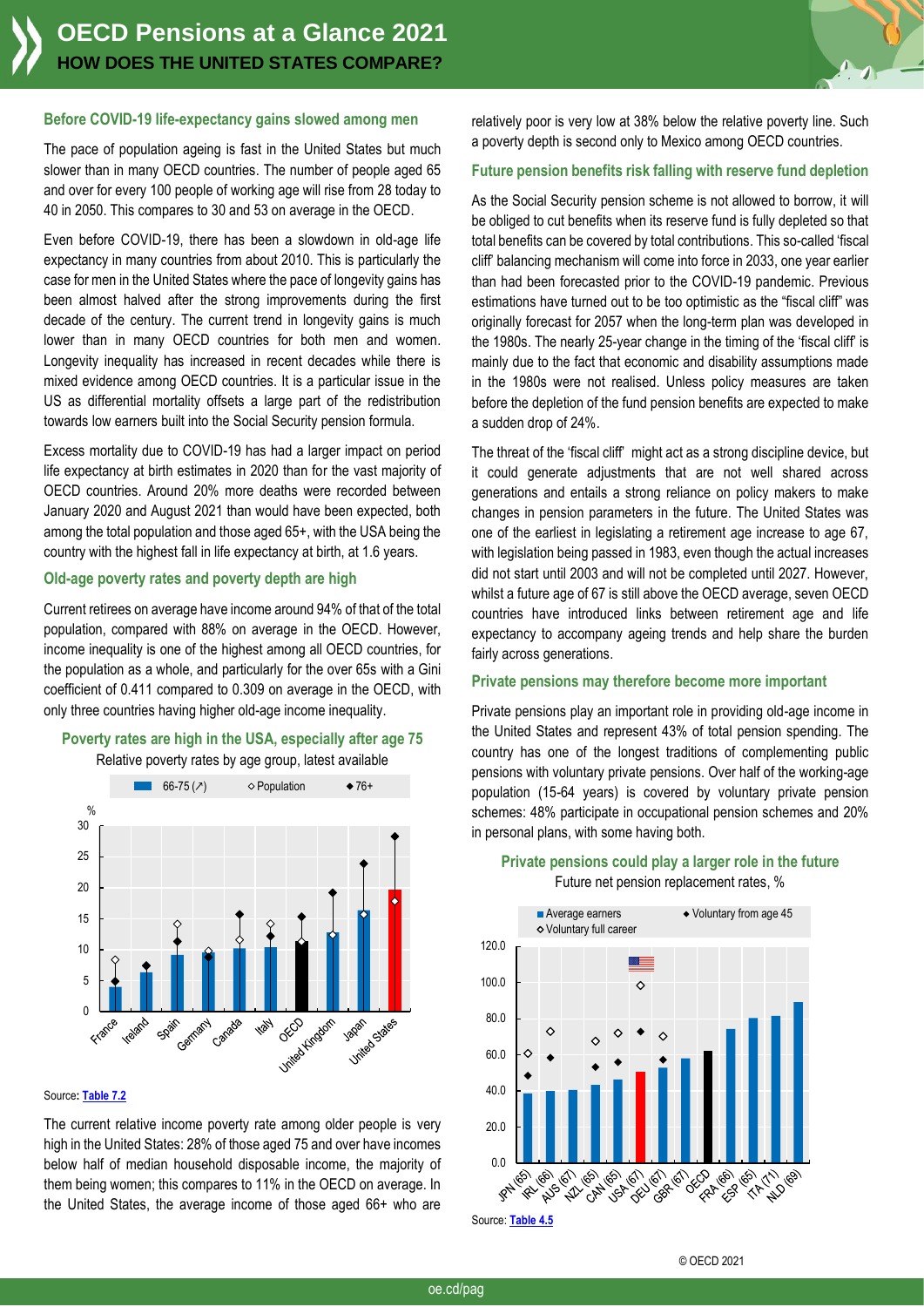# OECD Pensions at a Glance 2021

## HOW DOES THE UNITED STATES COMPARE?

### Before COVID-19 life-expectancy gains slowed among men

The pace of population ageing is fast in the United States but much slower than in many OECD countries. The number of people aged 65 and over for every 100 people of working age will rise from 28 today to 40 in 2050. This compares to 30 and 53 on average in the OECD.

Even before COVID-19, there has been a slowdown in old-age life expectancy in many countries from about 2010. This is particularly the case for men in the United States where the pace of longevity gains has been almost halved after the strong improvements during the first decade of the century. The current trend in longevity gains is much lower than in many OECD countries for both men and women. Longevity inequality has increased in recent decades while there is mixed evidence among OECD countries. It is a particular issue in the US as differential mortality offsets a large part of the redistribution towards low earners built into the Social Security pension formula.

Excess mortality due to COVID-19 has had a larger impact on period life expectancy at birth estimates in 2020 than for the vast majority of OECD countries. Around 20% more deaths were recorded between January 2020 and August 2021 than would have been expected, both among the total population and those aged 65+, with the USA being the country with the highest fall in life expectancy at birth, at 1.6 years.

### Old-age poverty rates and poverty depth are high

Current retirees on average have income around 94% of that of the total population, compared with 88% on average in the OECD. However, income inequality is one of the highest among all OECD countries, for the population as a whole, and particularly for the over 65s with a Gini coefficient of 0.411 compared to 0.309 on average in the OECD, with only three countries having higher old-age income inequality.

**Poverty rates are high in the USA, especially after age 75**

Relative poverty rates by age group, latest available

Source: Table 7.2

The current relative income poverty rate among older people is very high in the United States: 28% of those aged 75 and over have incomes below half of median household disposable income, the majority of them being women; this compares to 11% in the OECD on average. In the United States, the average income of those aged 66+ who are relatively poor is very low at 38% below the relative poverty line. Such a poverty depth is second only to Mexico among OECD countries.

### Future pension benefits risk falling with reserve fund depletion

As the Social Security pension scheme is not allowed to borrow, it will be obliged to cut benefits when its reserve fund is fully depleted so that total benefits can be covered by total contributions. This so-called 'fiscal cliff' balancing mechanism will come into force in 2033, one year earlier than had been forecasted prior to the COVID-19 pandemic. Previous estimations have turned out to be too optimistic as the "fiscal cliff" was originally forecast for 2057 when the long-term plan was developed in the 1980s. The nearly 25-year change in the timing of the 'fiscal cliff' is mainly due to the fact that economic and disability assumptions made in the 1980s were not realised. Unless policy measures are taken before the depletion of the fund pension benefits are expected to make a sudden drop of 24%.

The threat of the 'fiscal cliff' might act as a strong discipline device, but it could generate adjustments that are not well shared across generations and entails a strong reliance on policy makers to make changes in pension parameters in the future. The United States was one of the earliest in legislating a retirement age increase to age 67, with legislation being passed in 1983, even though the actual increases did not start until 2003 and will not be completed until 2027. However, whilst a future age of 67 is still above the OECD average, seven OECD countries have introduced links between retirement age and life expectancy to accompany ageing trends and help share the burden fairly across generations.

### Private pensions may therefore become more important

Private pensions play an important role in providing old-age income in the United States and represent 43% of total pension spending. The country has one of the longest traditions of complementing public pensions with voluntary private pensions. Over half of the working-age population (15-64 years) is covered by voluntary private pension schemes: 48% participate in occupational pension schemes and 20% in personal plans, with some having both.

**Private pensions could play a larger role in the future**

Future net pension replacement rates, %

Source: Table 4.5

© OECD 2021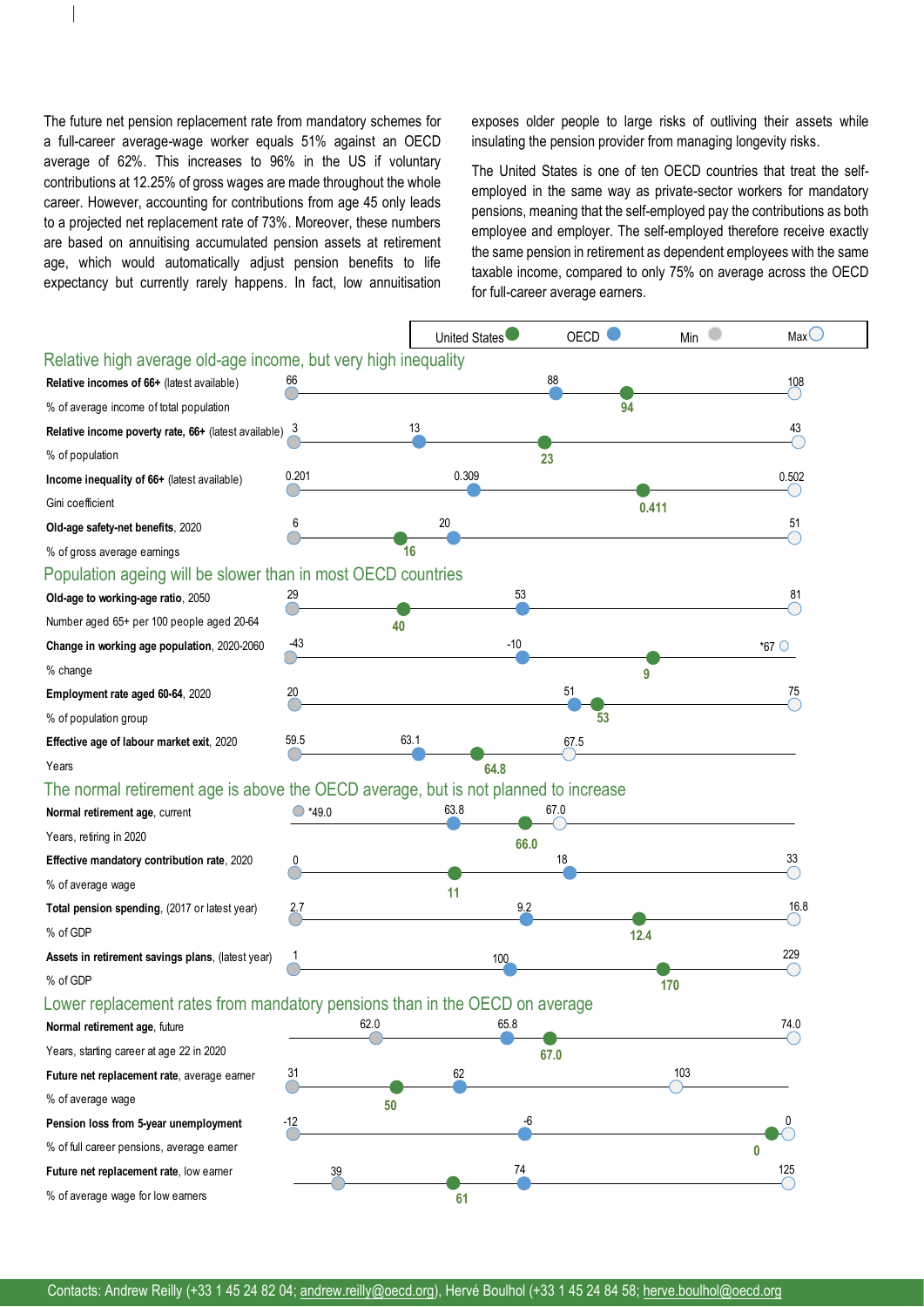The future net pension replacement rate from mandatory schemes for a full-career average-wage worker equals 51% against an OECD average of 62%. This increases to 96% in the US if voluntary contributions at 12.25% of gross wages are made throughout the whole career. However, accounting for contributions from age 45 only leads to a projected net replacement rate of 73%. Moreover, these numbers are based on annuitising accumulated pension assets at retirement age, which would automatically adjust pension benefits to life expectancy but currently rarely happens. In fact, low annuitisation exposes older people to large risks of outliving their assets while insulating the pension provider from managing longevity risks.

The United States is one of ten OECD countries that treat the self-employed in the same way as private-sector workers for mandatory pensions, meaning that the self-employed pay the contributions as both employee and employer. The self-employed therefore receive exactly the same pension in retirement as dependent employees with the same taxable income, compared to only 75% on average across the OECD for full-career average earners.

United States | OECD | Min | Max

## Relative high average old-age income, but very high inequality

**Relative incomes of 66+** (latest available)
% of average income of total population
66 | 88 | 94 | 108

**Relative income poverty rate, 66+** (latest available)
% of population
3 | 13 | 23 | 43

**Income inequality of 66+** (latest available)
Gini coefficient
0.201 | 0.309 | 0.411 | 0.502

**Old-age safety-net benefits**, 2020
% of gross average earnings
6 | 16 | 20 | 51

## Population ageing will be slower than in most OECD countries

**Old-age to working-age ratio**, 2050
Number aged 65+ per 100 people aged 20-64
29 | 40 | 53 | 81

**Change in working age population**, 2020-2060
% change
-43 | -10 | 9 | *67

**Employment rate aged 60-64**, 2020
% of population group
20 | 51 | 53 | 75

**Effective age of labour market exit**, 2020
Years
59.5 | 63.1 | 64.8 | 67.5

## The normal retirement age is above the OECD average, but is not planned to increase

**Normal retirement age**, current
Years, retiring in 2020
*49.0 | 63.8 | 66.0 | 67.0

**Effective mandatory contribution rate**, 2020
% of average wage
0 | 11 | 18 | 33

**Total pension spending**, (2017 or latest year)
% of GDP
2.7 | 9.2 | 12.4 | 16.8

**Assets in retirement savings plans**, (latest year)
% of GDP
1 | 100 | 170 | 229

## Lower replacement rates from mandatory pensions than in the OECD on average

**Normal retirement age**, future
Years, starting career at age 22 in 2020
62.0 | 65.8 | 67.0 | 74.0

**Future net replacement rate**, average earner
% of average wage
31 | 50 | 62 | 103

**Pension loss from 5-year unemployment**
% of full career pensions, average earner
-12 | -6 | 0 | 0

**Future net replacement rate**, low earner
% of average wage for low earners
39 | 61 | 74 | 125

Contacts: Andrew Reilly (+33 1 45 24 82 04; andrew.reilly@oecd.org), Hervé Boulhol (+33 1 45 24 84 58; herve.boulhol@oecd.org